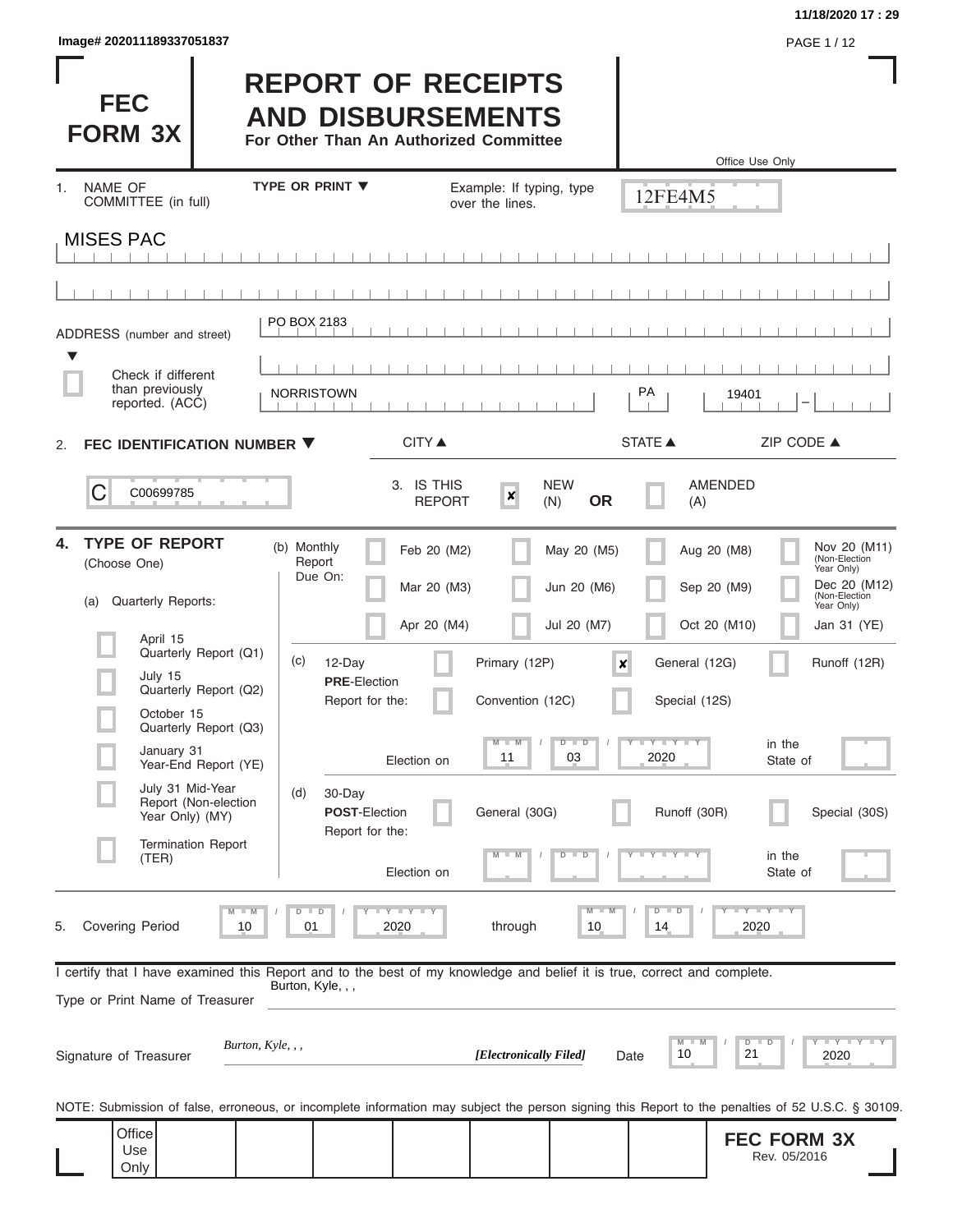Image# 202011189337051837

11/18/2020 17 : 29

# FEC FORM 3X

# REPORT OF RECEIPTS AND DISBURSEMENTS

**For Other Than An Authorized Committee**

Office Use Only

12FE4M5

1. NAME OF COMMITTEE (in full) — TYPE OR PRINT ▼ — Example: If typing, type over the lines.

MISES PAC

ADDRESS (number and street): PO BOX 2183

☐ Check if different than previously reported. (ACC)

| CITY ▲ | STATE ▲ | ZIP CODE ▲ |
|---|---|---|
| NORRISTOWN | PA | 19401 |

2. **FEC IDENTIFICATION NUMBER ▼**

C00699785

3. IS THIS REPORT: ☒ NEW (N) **OR** ☐ AMENDED (A)

4. **TYPE OF REPORT** (Choose One)

(a) Quarterly Reports:

- ☐ April 15 Quarterly Report (Q1)
- ☐ July 15 Quarterly Report (Q2)
- ☐ October 15 Quarterly Report (Q3)
- ☐ January 31 Year-End Report (YE)
- ☐ July 31 Mid-Year Report (Non-election Year Only) (MY)
- ☐ Termination Report (TER)

(b) Monthly Report Due On:

| | | | |
|---|---|---|---|
| ☐ Feb 20 (M2) | ☐ May 20 (M5) | ☐ Aug 20 (M8) | ☐ Nov 20 (M11) (Non-Election Year Only) |
| ☐ Mar 20 (M3) | ☐ Jun 20 (M6) | ☐ Sep 20 (M9) | ☐ Dec 20 (M12) (Non-Election Year Only) |
| ☐ Apr 20 (M4) | ☐ Jul 20 (M7) | ☐ Oct 20 (M10) | ☐ Jan 31 (YE) |

(c) 12-Day **PRE**-Election Report for the:

- ☐ Primary (12P)
- ☒ General (12G)
- ☐ Runoff (12R)
- ☐ Convention (12C)
- ☐ Special (12S)

Election on 11 / 03 / 2020 in the State of

(d) 30-Day **POST**-Election Report for the:

- ☐ General (30G)
- ☐ Runoff (30R)
- ☐ Special (30S)

Election on MM / DD / YYYY in the State of

5. Covering Period 10 / 01 / 2020 through 10 / 14 / 2020

I certify that I have examined this Report and to the best of my knowledge and belief it is true, correct and complete.

Type or Print Name of Treasurer: Burton, Kyle, , ,

Signature of Treasurer: *Burton, Kyle, , ,* *[Electronically Filed]* Date 10 / 21 / 2020

NOTE: Submission of false, erroneous, or incomplete information may subject the person signing this Report to the penalties of 52 U.S.C. § 30109.

Office Use Only

**FEC FORM 3X**
Rev. 05/2016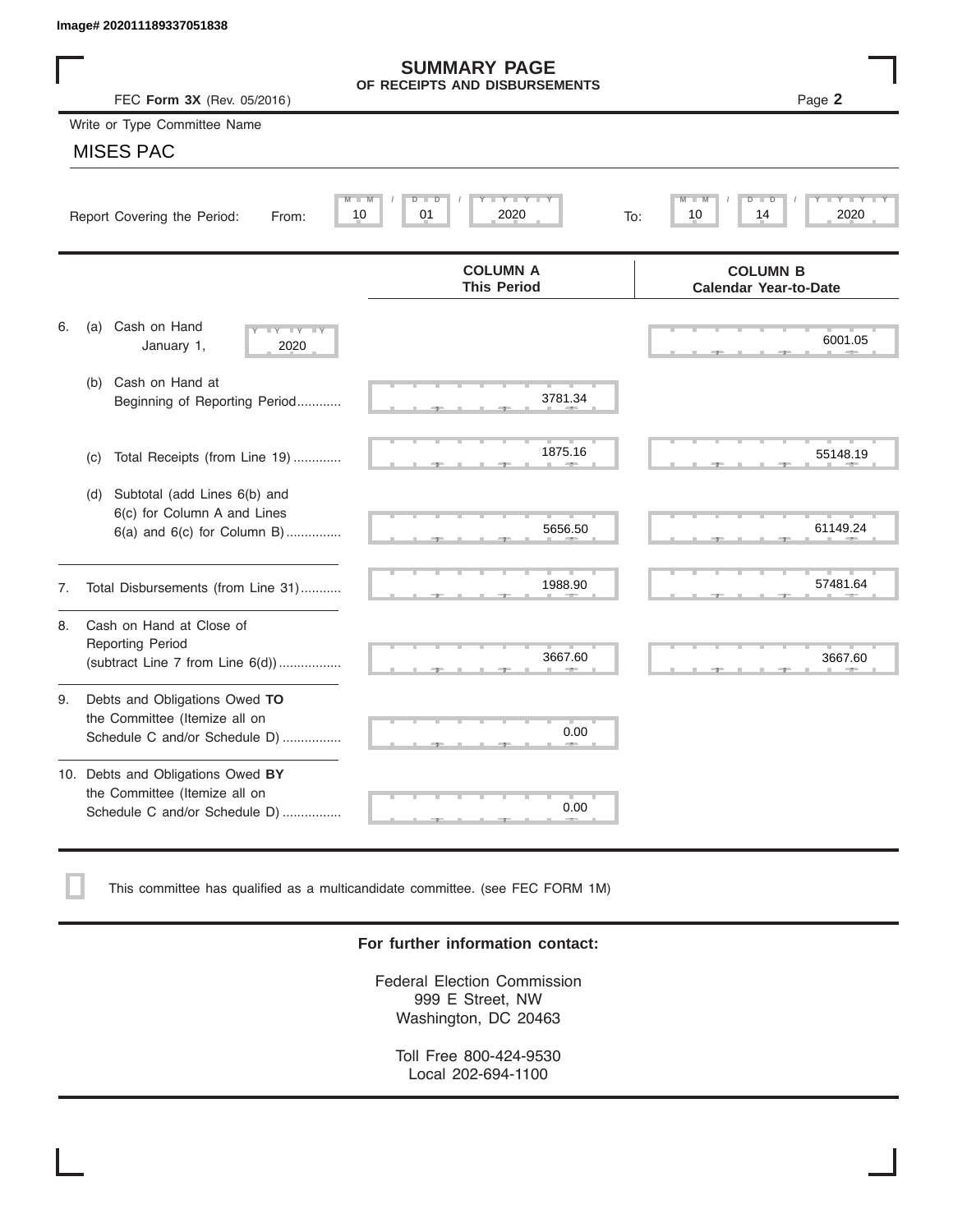Image# 202011189337051838

# SUMMARY PAGE

## OF RECEIPTS AND DISBURSEMENTS

FEC **Form 3X** (Rev. 05/2016)

Write or Type Committee Name

MISES PAC

Report Covering the Period: From: 10 / 01 / 2020 To: 10 / 14 / 2020

| | COLUMN A This Period | COLUMN B Calendar Year-to-Date |
|---|---|---|
| 6. (a) Cash on Hand January 1, 2020 | | 6001.05 |
| (b) Cash on Hand at Beginning of Reporting Period | 3781.34 | |
| (c) Total Receipts (from Line 19) | 1875.16 | 55148.19 |
| (d) Subtotal (add Lines 6(b) and 6(c) for Column A and Lines 6(a) and 6(c) for Column B) | 5656.50 | 61149.24 |
| 7. Total Disbursements (from Line 31) | 1988.90 | 57481.64 |
| 8. Cash on Hand at Close of Reporting Period (subtract Line 7 from Line 6(d)) | 3667.60 | 3667.60 |
| 9. Debts and Obligations Owed **TO** the Committee (Itemize all on Schedule C and/or Schedule D) | 0.00 | |
| 10. Debts and Obligations Owed **BY** the Committee (Itemize all on Schedule C and/or Schedule D) | 0.00 | |

☐ This committee has qualified as a multicandidate committee. (see FEC FORM 1M)

**For further information contact:**

Federal Election Commission
999 E Street, NW
Washington, DC 20463

Toll Free 800-424-9530
Local 202-694-1100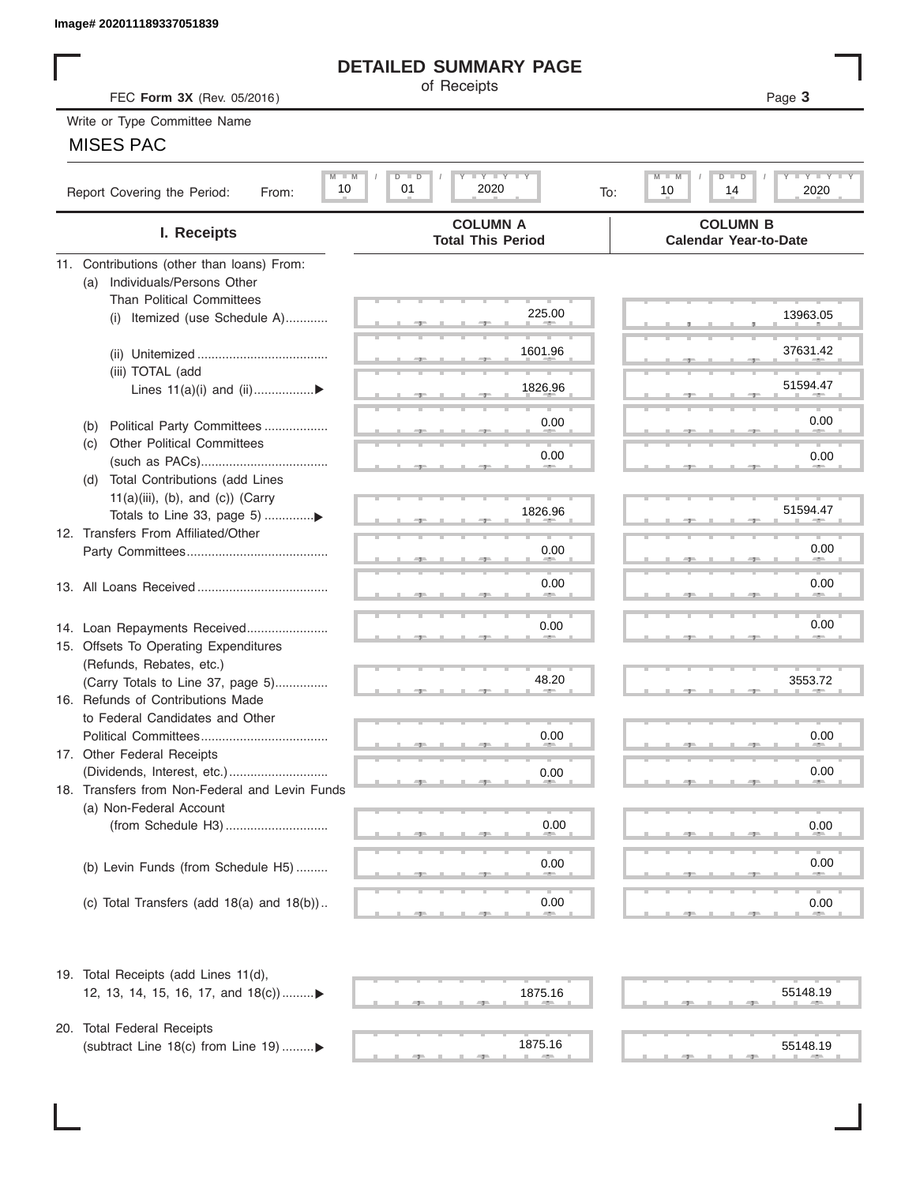Image# 202011189337051839

# DETAILED SUMMARY PAGE

of Receipts

FEC **Form 3X** (Rev. 05/2016)

Page **3**

Write or Type Committee Name

MISES PAC

Report Covering the Period: From: 10 / 01 / 2020 To: 10 / 14 / 2020

| I. Receipts | COLUMN A Total This Period | COLUMN B Calendar Year-to-Date |
|---|---|---|
| 11. Contributions (other than loans) From: | | |
| (a) Individuals/Persons Other Than Political Committees | | |
| (i) Itemized (use Schedule A)............ | 225.00 | 13963.05 |
| (ii) Unitemized ..................................... | 1601.96 | 37631.42 |
| (iii) TOTAL (add Lines 11(a)(i) and (ii).................▶ | 1826.96 | 51594.47 |
| (b) Political Party Committees .................. | 0.00 | 0.00 |
| (c) Other Political Committees (such as PACs).................................... | 0.00 | 0.00 |
| (d) Total Contributions (add Lines 11(a)(iii), (b), and (c)) (Carry Totals to Line 33, page 5) .............▶ | 1826.96 | 51594.47 |
| 12. Transfers From Affiliated/Other Party Committees........................................ | 0.00 | 0.00 |
| 13. All Loans Received ..................................... | 0.00 | 0.00 |
| 14. Loan Repayments Received....................... | 0.00 | 0.00 |
| 15. Offsets To Operating Expenditures (Refunds, Rebates, etc.) (Carry Totals to Line 37, page 5)............... | 48.20 | 3553.72 |
| 16. Refunds of Contributions Made to Federal Candidates and Other Political Committees.................................... | 0.00 | 0.00 |
| 17. Other Federal Receipts (Dividends, Interest, etc.)............................ | 0.00 | 0.00 |
| 18. Transfers from Non-Federal and Levin Funds | | |
| (a) Non-Federal Account (from Schedule H3)............................. | 0.00 | 0.00 |
| (b) Levin Funds (from Schedule H5) ......... | 0.00 | 0.00 |
| (c) Total Transfers (add 18(a) and 18(b)).. | 0.00 | 0.00 |
| 19. Total Receipts (add Lines 11(d), 12, 13, 14, 15, 16, 17, and 18(c)).........▶ | 1875.16 | 55148.19 |
| 20. Total Federal Receipts (subtract Line 18(c) from Line 19) .........▶ | 1875.16 | 55148.19 |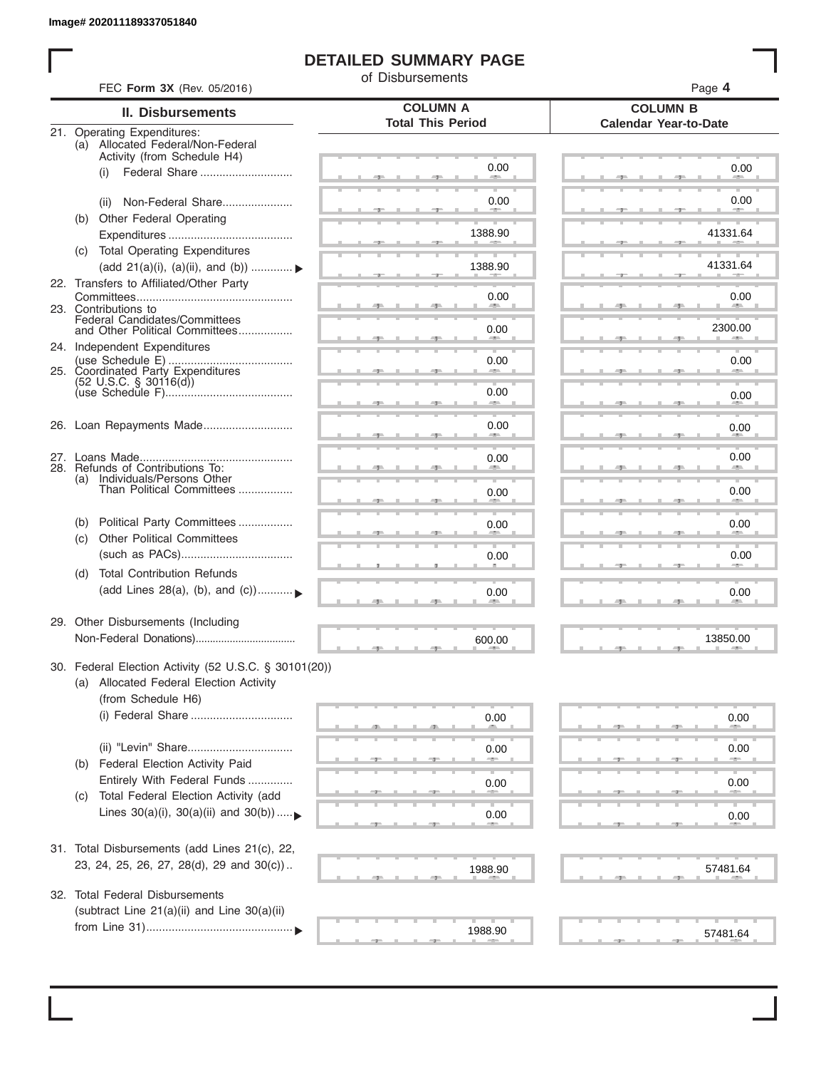Image# 202011189337051840

# DETAILED SUMMARY PAGE

of Disbursements

FEC **Form 3X** (Rev. 05/2016)

| II. Disbursements | COLUMN A Total This Period | COLUMN B Calendar Year-to-Date |
|---|---|---|
| 21. Operating Expenditures: | | |
| (a) Allocated Federal/Non-Federal Activity (from Schedule H4) | | |
| (i) Federal Share | 0.00 | 0.00 |
| (ii) Non-Federal Share | 0.00 | 0.00 |
| (b) Other Federal Operating Expenditures | 1388.90 | 41331.64 |
| (c) Total Operating Expenditures (add 21(a)(i), (a)(ii), and (b)) | 1388.90 | 41331.64 |
| 22. Transfers to Affiliated/Other Party Committees | 0.00 | 0.00 |
| 23. Contributions to Federal Candidates/Committees and Other Political Committees | 0.00 | 2300.00 |
| 24. Independent Expenditures (use Schedule E) | 0.00 | 0.00 |
| 25. Coordinated Party Expenditures (52 U.S.C. § 30116(d)) (use Schedule F) | 0.00 | 0.00 |
| 26. Loan Repayments Made | 0.00 | 0.00 |
| 27. Loans Made | 0.00 | 0.00 |
| 28. Refunds of Contributions To: | | |
| (a) Individuals/Persons Other Than Political Committees | 0.00 | 0.00 |
| (b) Political Party Committees | 0.00 | 0.00 |
| (c) Other Political Committees (such as PACs) | 0.00 | 0.00 |
| (d) Total Contribution Refunds (add Lines 28(a), (b), and (c)) | 0.00 | 0.00 |
| 29. Other Disbursements (Including Non-Federal Donations) | 600.00 | 13850.00 |
| 30. Federal Election Activity (52 U.S.C. § 30101(20)) | | |
| (a) Allocated Federal Election Activity (from Schedule H6) | | |
| (i) Federal Share | 0.00 | 0.00 |
| (ii) "Levin" Share | 0.00 | 0.00 |
| (b) Federal Election Activity Paid Entirely With Federal Funds | 0.00 | 0.00 |
| (c) Total Federal Election Activity (add Lines 30(a)(i), 30(a)(ii) and 30(b)) | 0.00 | 0.00 |
| 31. Total Disbursements (add Lines 21(c), 22, 23, 24, 25, 26, 27, 28(d), 29 and 30(c)) | 1988.90 | 57481.64 |
| 32. Total Federal Disbursements (subtract Line 21(a)(ii) and Line 30(a)(ii) from Line 31) | 1988.90 | 57481.64 |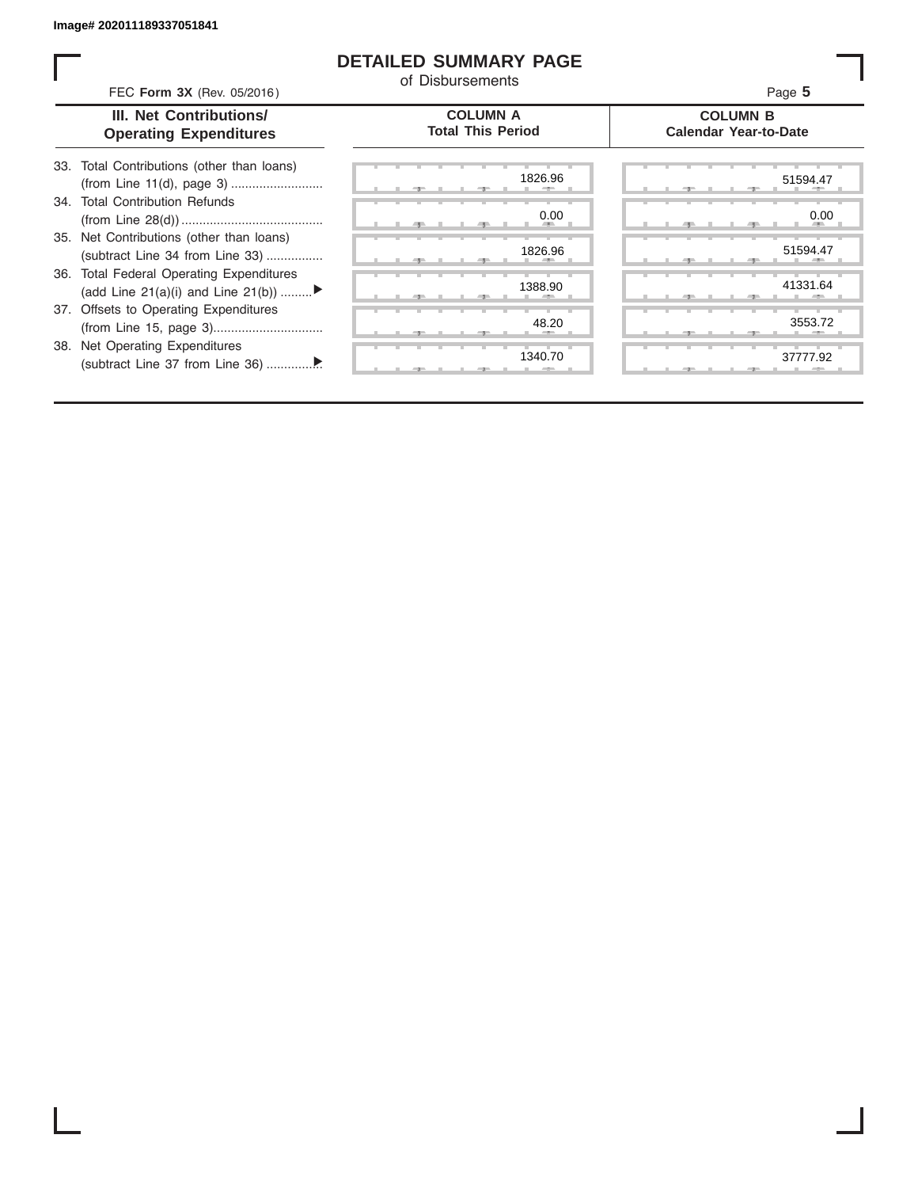Image# 202011189337051841

# DETAILED SUMMARY PAGE

of Disbursements

FEC **Form 3X** (Rev. 05/2016)

Page **5**

| III. Net Contributions/ Operating Expenditures | COLUMN A Total This Period | COLUMN B Calendar Year-to-Date |
|---|---|---|
| 33. Total Contributions (other than loans) (from Line 11(d), page 3) | 1826.96 | 51594.47 |
| 34. Total Contribution Refunds (from Line 28(d)) | 0.00 | 0.00 |
| 35. Net Contributions (other than loans) (subtract Line 34 from Line 33) | 1826.96 | 51594.47 |
| 36. Total Federal Operating Expenditures (add Line 21(a)(i) and Line 21(b)) ▶ | 1388.90 | 41331.64 |
| 37. Offsets to Operating Expenditures (from Line 15, page 3) | 48.20 | 3553.72 |
| 38. Net Operating Expenditures (subtract Line 37 from Line 36) ▶ | 1340.70 | 37777.92 |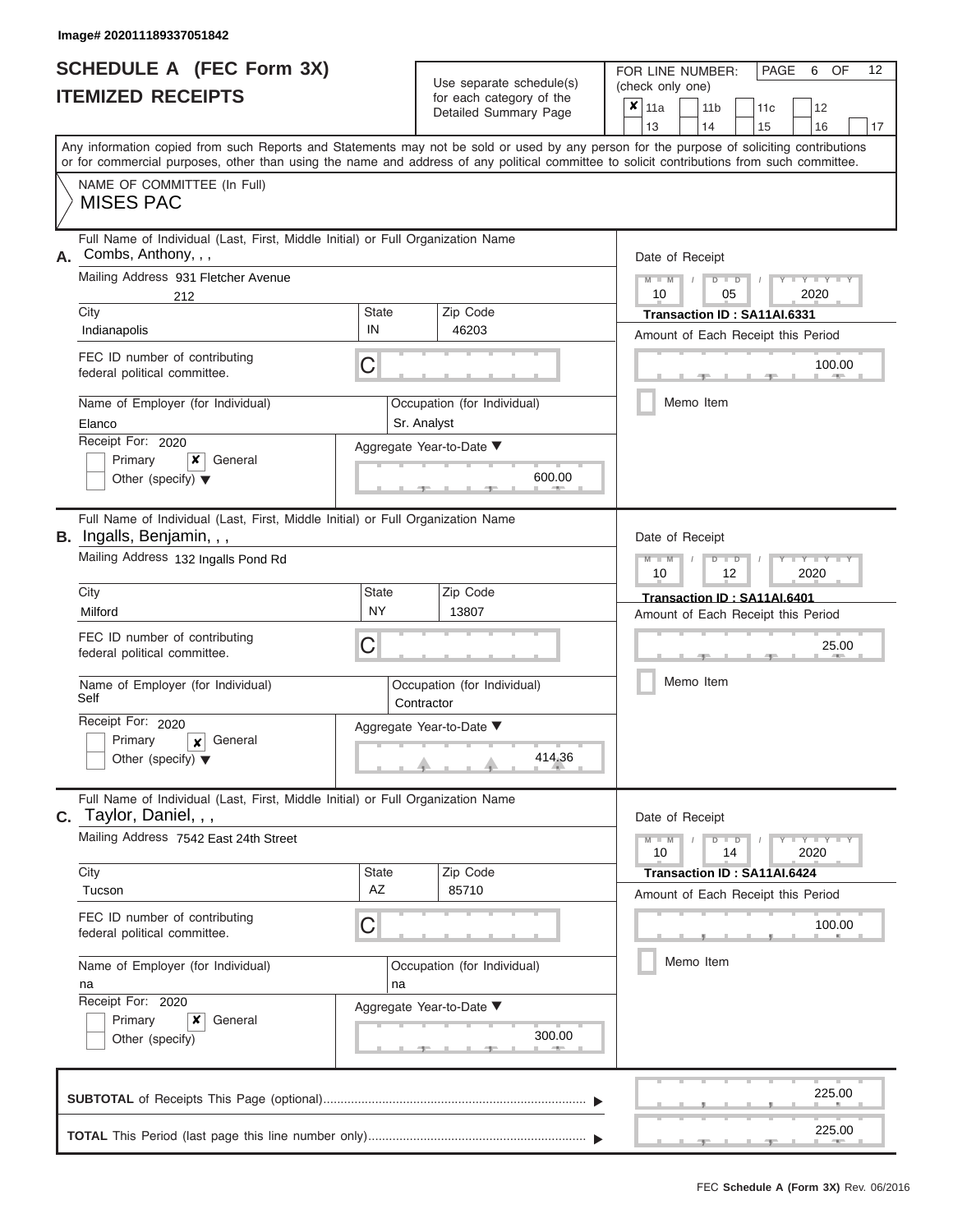Image# 202011189337051842

# SCHEDULE A (FEC Form 3X)
## ITEMIZED RECEIPTS

Use separate schedule(s) for each category of the Detailed Summary Page

FOR LINE NUMBER: (check only one)

- [x] 11a
- [ ] 11b
- [ ] 11c
- [ ] 12
- [ ] 13
- [ ] 14
- [ ] 15
- [ ] 16
- [ ] 17

PAGE 6 OF 12

Any information copied from such Reports and Statements may not be sold or used by any person for the purpose of soliciting contributions or for commercial purposes, other than using the name and address of any political committee to solicit contributions from such committee.

NAME OF COMMITTEE (In Full)
MISES PAC

---

**A.** Full Name of Individual (Last, First, Middle Initial) or Full Organization Name: Combs, Anthony, , ,

Mailing Address: 931 Fletcher Avenue 212

City: Indianapolis | State: IN | Zip Code: 46203

FEC ID number of contributing federal political committee: C

Name of Employer (for Individual): Elanco

Occupation (for Individual): Sr. Analyst

Receipt For: 2020 — [ ] Primary [x] General [ ] Other (specify)

Aggregate Year-to-Date: 600.00

Date of Receipt: 10 / 05 / 2020

Transaction ID : SA11AI.6331

Amount of Each Receipt this Period: 100.00

[ ] Memo Item

---

**B.** Full Name of Individual (Last, First, Middle Initial) or Full Organization Name: Ingalls, Benjamin, , ,

Mailing Address: 132 Ingalls Pond Rd

City: Milford | State: NY | Zip Code: 13807

FEC ID number of contributing federal political committee: C

Name of Employer (for Individual): Self

Occupation (for Individual): Contractor

Receipt For: 2020 — [ ] Primary [x] General [ ] Other (specify)

Aggregate Year-to-Date: 414.36

Date of Receipt: 10 / 12 / 2020

Transaction ID : SA11AI.6401

Amount of Each Receipt this Period: 25.00

[ ] Memo Item

---

**C.** Full Name of Individual (Last, First, Middle Initial) or Full Organization Name: Taylor, Daniel, , ,

Mailing Address: 7542 East 24th Street

City: Tucson | State: AZ | Zip Code: 85710

FEC ID number of contributing federal political committee: C

Name of Employer (for Individual): na

Occupation (for Individual): na

Receipt For: 2020 — [ ] Primary [x] General [ ] Other (specify)

Aggregate Year-to-Date: 300.00

Date of Receipt: 10 / 14 / 2020

Transaction ID : SA11AI.6424

Amount of Each Receipt this Period: 100.00

[ ] Memo Item

---

**SUBTOTAL** of Receipts This Page (optional): 225.00

**TOTAL** This Period (last page this line number only): 225.00

FEC Schedule A (Form 3X) Rev. 06/2016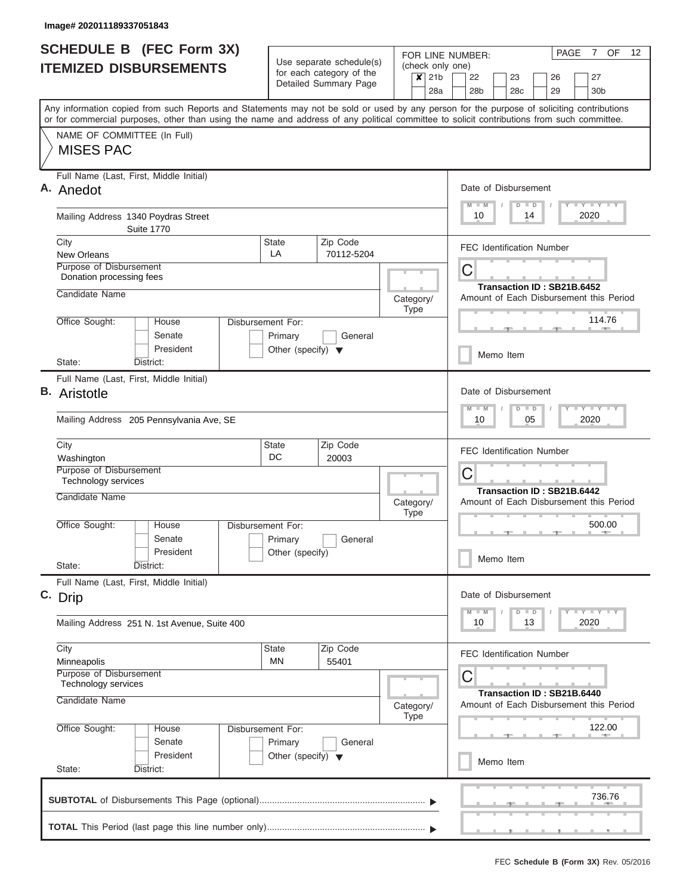Image# 202011189337051843

# SCHEDULE B (FEC Form 3X) ITEMIZED DISBURSEMENTS

Use separate schedule(s) for each category of the Detailed Summary Page

FOR LINE NUMBER: (check only one)
- [x] 21b
- [ ] 22
- [ ] 23
- [ ] 26
- [ ] 27
- [ ] 28a
- [ ] 28b
- [ ] 28c
- [ ] 29
- [ ] 30b

PAGE 7 OF 12

Any information copied from such Reports and Statements may not be sold or used by any person for the purpose of soliciting contributions or for commercial purposes, other than using the name and address of any political committee to solicit contributions from such committee.

NAME OF COMMITTEE (In Full)
MISES PAC

---

**A.** Full Name (Last, First, Middle Initial): Anedot

Mailing Address: 1340 Poydras Street, Suite 1770

City: New Orleans | State: LA | Zip Code: 70112-5204

Purpose of Disbursement: Donation processing fees

Candidate Name:

Category/Type:

Office Sought: House / Senate / President

Disbursement For: Primary / General / Other (specify)

State: District:

Date of Disbursement: 10 / 14 / 2020

FEC Identification Number: C

Transaction ID : SB21B.6452

Amount of Each Disbursement this Period: 114.76

Memo Item

---

**B.** Full Name (Last, First, Middle Initial): Aristotle

Mailing Address: 205 Pennsylvania Ave, SE

City: Washington | State: DC | Zip Code: 20003

Purpose of Disbursement: Technology services

Candidate Name:

Category/Type:

Office Sought: House / Senate / President

Disbursement For: Primary / General / Other (specify)

State: District:

Date of Disbursement: 10 / 05 / 2020

FEC Identification Number: C

Transaction ID : SB21B.6442

Amount of Each Disbursement this Period: 500.00

Memo Item

---

**C.** Full Name (Last, First, Middle Initial): Drip

Mailing Address: 251 N. 1st Avenue, Suite 400

City: Minneapolis | State: MN | Zip Code: 55401

Purpose of Disbursement: Technology services

Candidate Name:

Category/Type:

Office Sought: House / Senate / President

Disbursement For: Primary / General / Other (specify)

State: District:

Date of Disbursement: 10 / 13 / 2020

FEC Identification Number: C

Transaction ID : SB21B.6440

Amount of Each Disbursement this Period: 122.00

Memo Item

---

**SUBTOTAL** of Disbursements This Page (optional): 736.76

**TOTAL** This Period (last page this line number only):

FEC **Schedule B (Form 3X)** Rev. 05/2016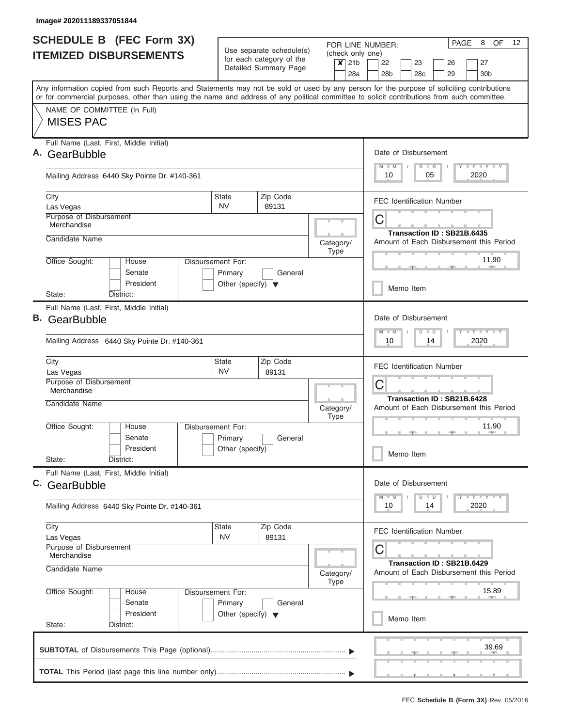Image# 202011189337051844

# SCHEDULE B (FEC Form 3X) ITEMIZED DISBURSEMENTS

Use separate schedule(s) for each category of the Detailed Summary Page

FOR LINE NUMBER: (check only one)

- [x] 21b
- [ ] 22
- [ ] 23
- [ ] 26
- [ ] 27
- [ ] 28a
- [ ] 28b
- [ ] 28c
- [ ] 29
- [ ] 30b

PAGE 8 OF 12

Any information copied from such Reports and Statements may not be sold or used by any person for the purpose of soliciting contributions or for commercial purposes, other than using the name and address of any political committee to solicit contributions from such committee.

NAME OF COMMITTEE (In Full)

MISES PAC

---

**A.** Full Name (Last, First, Middle Initial): GearBubble

Mailing Address: 6440 Sky Pointe Dr. #140-361

City: Las Vegas | State: NV | Zip Code: 89131

Purpose of Disbursement: Merchandise

Candidate Name:

Category/Type:

Office Sought: House / Senate / President

State: District:

Disbursement For: Primary / General / Other (specify)

Date of Disbursement: 10 / 05 / 2020

FEC Identification Number: C

Transaction ID : SB21B.6435

Amount of Each Disbursement this Period: 11.90

Memo Item

---

**B.** Full Name (Last, First, Middle Initial): GearBubble

Mailing Address: 6440 Sky Pointe Dr. #140-361

City: Las Vegas | State: NV | Zip Code: 89131

Purpose of Disbursement: Merchandise

Candidate Name:

Category/Type:

Office Sought: House / Senate / President

State: District:

Disbursement For: Primary / General / Other (specify)

Date of Disbursement: 10 / 14 / 2020

FEC Identification Number: C

Transaction ID : SB21B.6428

Amount of Each Disbursement this Period: 11.90

Memo Item

---

**C.** Full Name (Last, First, Middle Initial): GearBubble

Mailing Address: 6440 Sky Pointe Dr. #140-361

City: Las Vegas | State: NV | Zip Code: 89131

Purpose of Disbursement: Merchandise

Candidate Name:

Category/Type:

Office Sought: House / Senate / President

State: District:

Disbursement For: Primary / General / Other (specify)

Date of Disbursement: 10 / 14 / 2020

FEC Identification Number: C

Transaction ID : SB21B.6429

Amount of Each Disbursement this Period: 15.89

Memo Item

---

**SUBTOTAL** of Disbursements This Page (optional): 39.69

**TOTAL** This Period (last page this line number only):

FEC **Schedule B (Form 3X)** Rev. 05/2016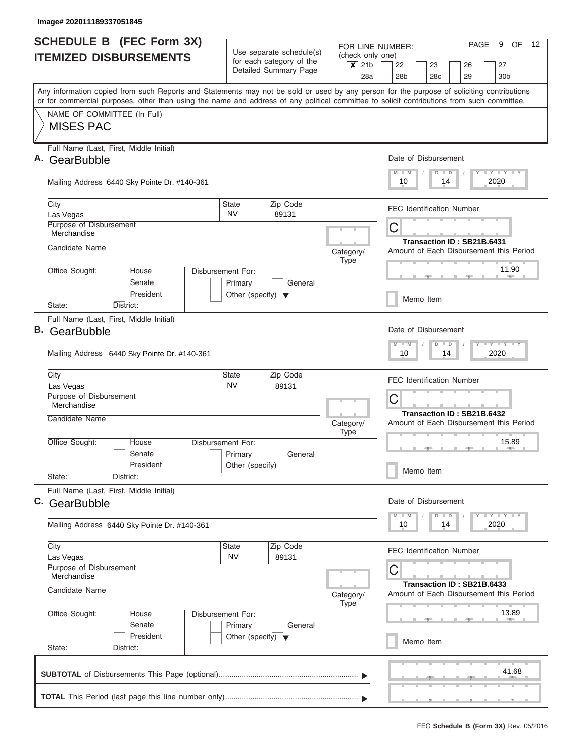Image# 202011189337051845

# SCHEDULE B (FEC Form 3X)
## ITEMIZED DISBURSEMENTS

Use separate schedule(s) for each category of the Detailed Summary Page

FOR LINE NUMBER: (check only one)

- [x] 21b
- [ ] 22
- [ ] 23
- [ ] 26
- [ ] 27
- [ ] 28a
- [ ] 28b
- [ ] 28c
- [ ] 29
- [ ] 30b

Any information copied from such Reports and Statements may not be sold or used by any person for the purpose of soliciting contributions or for commercial purposes, other than using the name and address of any political committee to solicit contributions from such committee.

NAME OF COMMITTEE (In Full)

MISES PAC

---

**A.** Full Name (Last, First, Middle Initial): GearBubble

Mailing Address: 6440 Sky Pointe Dr. #140-361

City: Las Vegas | State: NV | Zip Code: 89131

Purpose of Disbursement: Merchandise

Candidate Name:

Category/Type:

Office Sought: House / Senate / President

State: District:

Disbursement For: Primary / General / Other (specify)

Date of Disbursement: 10 / 14 / 2020

FEC Identification Number: C

Transaction ID : SB21B.6431

Amount of Each Disbursement this Period: 11.90

Memo Item

---

**B.** Full Name (Last, First, Middle Initial): GearBubble

Mailing Address: 6440 Sky Pointe Dr. #140-361

City: Las Vegas | State: NV | Zip Code: 89131

Purpose of Disbursement: Merchandise

Candidate Name:

Category/Type:

Office Sought: House / Senate / President

State: District:

Disbursement For: Primary / General / Other (specify)

Date of Disbursement: 10 / 14 / 2020

FEC Identification Number: C

Transaction ID : SB21B.6432

Amount of Each Disbursement this Period: 15.89

Memo Item

---

**C.** Full Name (Last, First, Middle Initial): GearBubble

Mailing Address: 6440 Sky Pointe Dr. #140-361

City: Las Vegas | State: NV | Zip Code: 89131

Purpose of Disbursement: Merchandise

Candidate Name:

Category/Type:

Office Sought: House / Senate / President

State: District:

Disbursement For: Primary / General / Other (specify)

Date of Disbursement: 10 / 14 / 2020

FEC Identification Number: C

Transaction ID : SB21B.6433

Amount of Each Disbursement this Period: 13.89

Memo Item

---

**SUBTOTAL** of Disbursements This Page (optional): 41.68

**TOTAL** This Period (last page this line number only):

FEC **Schedule B (Form 3X)** Rev. 05/2016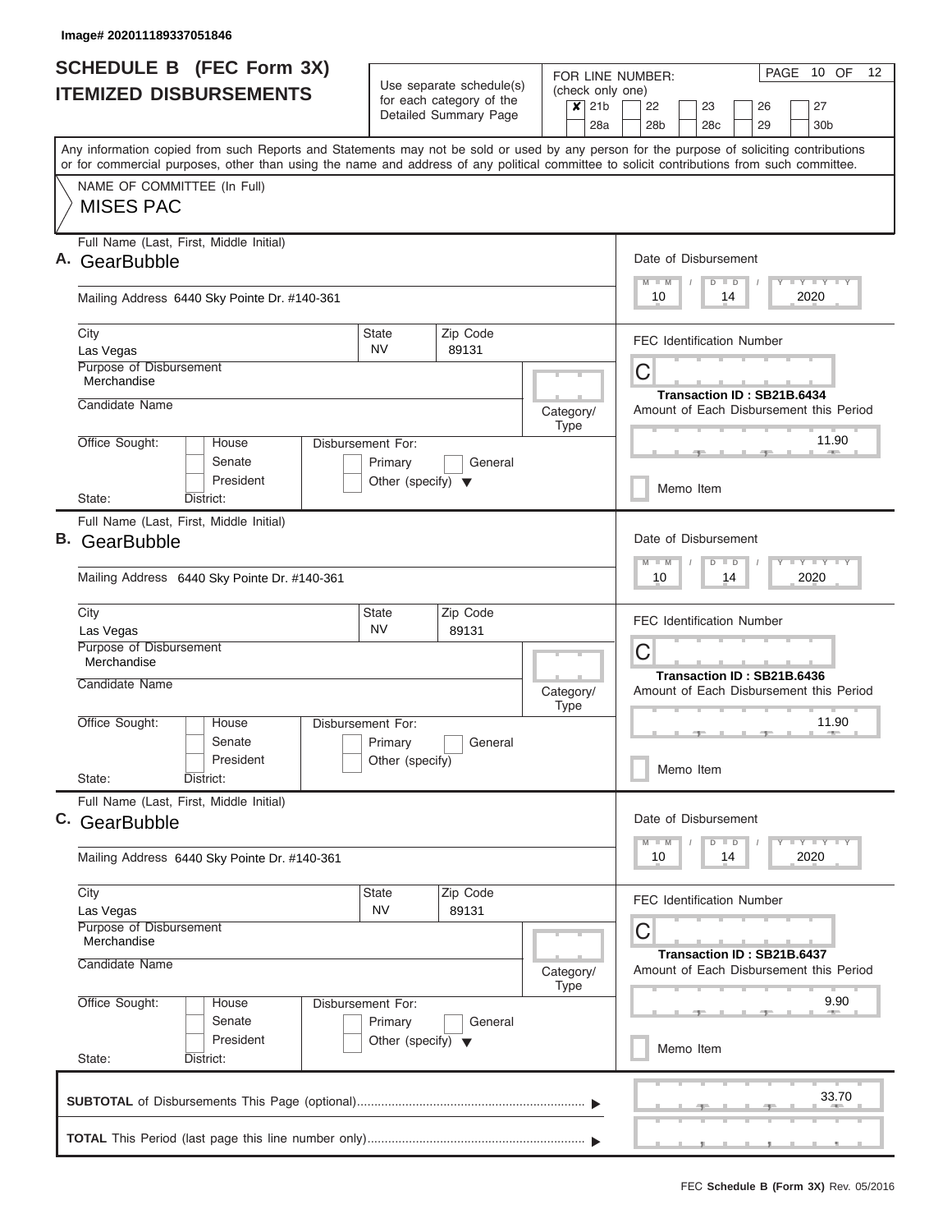Image# 202011189337051846

# SCHEDULE B (FEC Form 3X) ITEMIZED DISBURSEMENTS

Use separate schedule(s) for each category of the Detailed Summary Page

FOR LINE NUMBER: (check only one)

- [x] 21b
- [ ] 22
- [ ] 23
- [ ] 26
- [ ] 27
- [ ] 28a
- [ ] 28b
- [ ] 28c
- [ ] 29
- [ ] 30b

PAGE 10 OF 12

Any information copied from such Reports and Statements may not be sold or used by any person for the purpose of soliciting contributions or for commercial purposes, other than using the name and address of any political committee to solicit contributions from such committee.

NAME OF COMMITTEE (In Full)

MISES PAC

---

**A.** Full Name (Last, First, Middle Initial): GearBubble

Mailing Address: 6440 Sky Pointe Dr. #140-361

City: Las Vegas | State: NV | Zip Code: 89131

Purpose of Disbursement: Merchandise

Candidate Name:

Category/Type:

Office Sought: House / Senate / President

State: District:

Disbursement For: Primary / General / Other (specify)

Date of Disbursement: 10 / 14 / 2020

FEC Identification Number: C

Transaction ID : SB21B.6434

Amount of Each Disbursement this Period: 11.90

Memo Item

---

**B.** Full Name (Last, First, Middle Initial): GearBubble

Mailing Address: 6440 Sky Pointe Dr. #140-361

City: Las Vegas | State: NV | Zip Code: 89131

Purpose of Disbursement: Merchandise

Candidate Name:

Category/Type:

Office Sought: House / Senate / President

State: District:

Disbursement For: Primary / General / Other (specify)

Date of Disbursement: 10 / 14 / 2020

FEC Identification Number: C

Transaction ID : SB21B.6436

Amount of Each Disbursement this Period: 11.90

Memo Item

---

**C.** Full Name (Last, First, Middle Initial): GearBubble

Mailing Address: 6440 Sky Pointe Dr. #140-361

City: Las Vegas | State: NV | Zip Code: 89131

Purpose of Disbursement: Merchandise

Candidate Name:

Category/Type:

Office Sought: House / Senate / President

State: District:

Disbursement For: Primary / General / Other (specify)

Date of Disbursement: 10 / 14 / 2020

FEC Identification Number: C

Transaction ID : SB21B.6437

Amount of Each Disbursement this Period: 9.90

Memo Item

---

**SUBTOTAL** of Disbursements This Page (optional): 33.70

**TOTAL** This Period (last page this line number only):

FEC **Schedule B (Form 3X)** Rev. 05/2016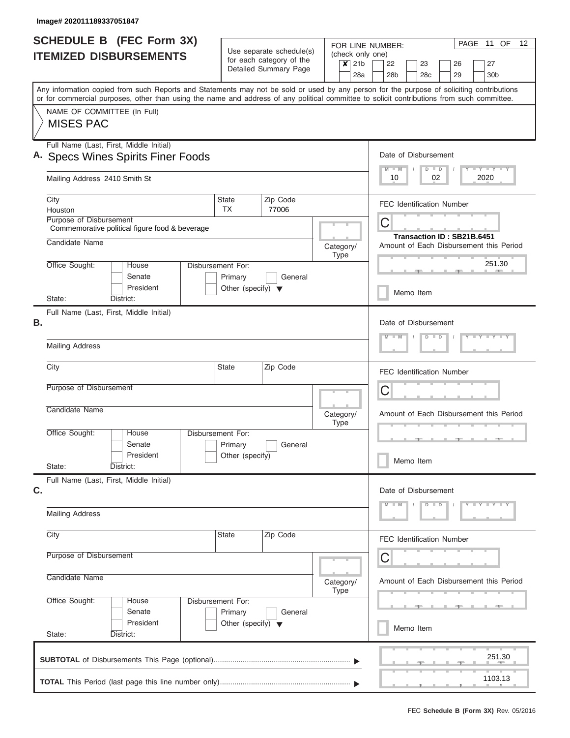Image# 202011189337051847

# SCHEDULE B (FEC Form 3X)
## ITEMIZED DISBURSEMENTS

Use separate schedule(s) for each category of the Detailed Summary Page

FOR LINE NUMBER: (check only one)

- [x] 21b
- [ ] 22
- [ ] 23
- [ ] 26
- [ ] 27
- [ ] 28a
- [ ] 28b
- [ ] 28c
- [ ] 29
- [ ] 30b

PAGE 11 OF 12

Any information copied from such Reports and Statements may not be sold or used by any person for the purpose of soliciting contributions or for commercial purposes, other than using the name and address of any political committee to solicit contributions from such committee.

NAME OF COMMITTEE (In Full)
MISES PAC

**A.** Full Name (Last, First, Middle Initial): Specs Wines Spirits Finer Foods

Mailing Address: 2410 Smith St

City: Houston | State: TX | Zip Code: 77006

Purpose of Disbursement: Commemorative political figure food & beverage

Candidate Name:

Category/Type:

Office Sought: House / Senate / President

State: District:

Disbursement For: Primary / General / Other (specify)

Date of Disbursement: 10 / 02 / 2020

FEC Identification Number: C

Transaction ID : SB21B.6451

Amount of Each Disbursement this Period: 251.30

Memo Item

**B.** Full Name (Last, First, Middle Initial):

Mailing Address:

City: | State: | Zip Code:

Purpose of Disbursement:

Candidate Name:

Category/Type:

Office Sought: House / Senate / President

State: District:

Disbursement For: Primary / General / Other (specify)

Date of Disbursement:

FEC Identification Number: C

Amount of Each Disbursement this Period:

Memo Item

**C.** Full Name (Last, First, Middle Initial):

Mailing Address:

City: | State: | Zip Code:

Purpose of Disbursement:

Candidate Name:

Category/Type:

Office Sought: House / Senate / President

State: District:

Disbursement For: Primary / General / Other (specify)

Date of Disbursement:

FEC Identification Number: C

Amount of Each Disbursement this Period:

Memo Item

**SUBTOTAL** of Disbursements This Page (optional): 251.30

**TOTAL** This Period (last page this line number only): 1103.13

FEC **Schedule B (Form 3X)** Rev. 05/2016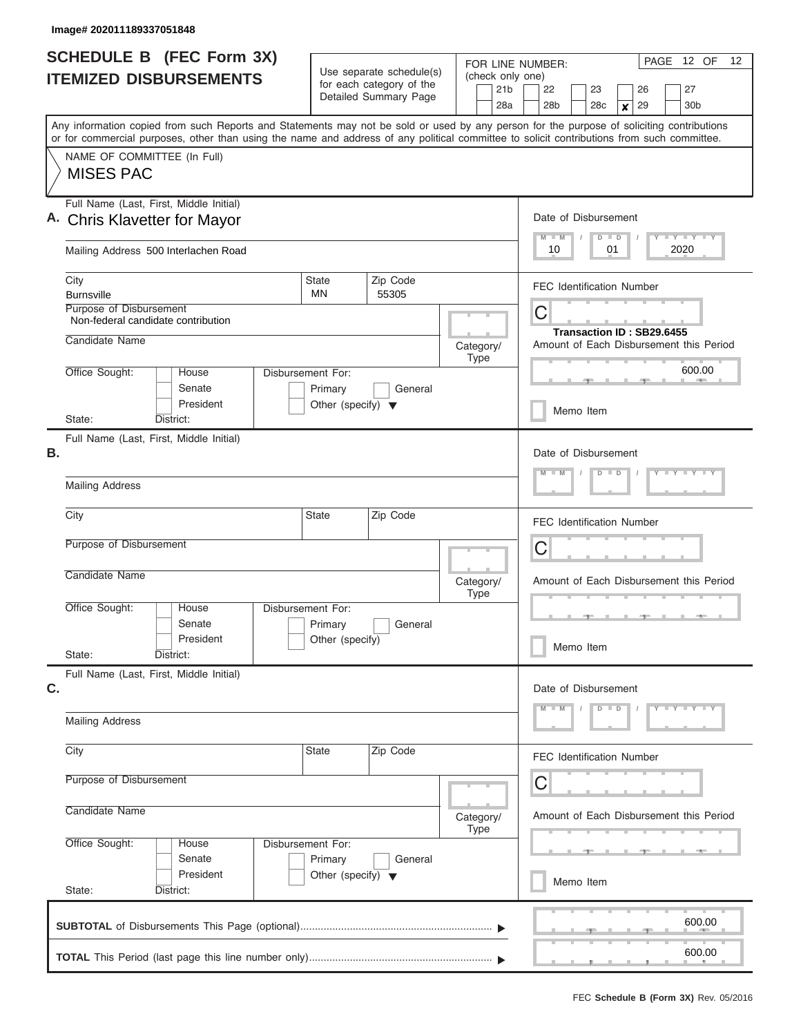Image# 202011189337051848

# SCHEDULE B (FEC Form 3X)
## ITEMIZED DISBURSEMENTS

Use separate schedule(s) for each category of the Detailed Summary Page

FOR LINE NUMBER: (check only one)

21b | 22 | 23 | 26 | 27
28a | 28b | 28c | ✘ 29 | 30b

PAGE 12 OF 12

Any information copied from such Reports and Statements may not be sold or used by any person for the purpose of soliciting contributions or for commercial purposes, other than using the name and address of any political committee to solicit contributions from such committee.

NAME OF COMMITTEE (In Full)
MISES PAC

**A.** Full Name (Last, First, Middle Initial): Chris Klavetter for Mayor

Mailing Address: 500 Interlachen Road

City: Burnsville | State: MN | Zip Code: 55305

Purpose of Disbursement: Non-federal candidate contribution

Candidate Name:

Category/Type:

Office Sought: House / Senate / President

State: District:

Disbursement For: Primary / General / Other (specify)

Date of Disbursement: 10 / 01 / 2020

FEC Identification Number: C

Transaction ID : SB29.6455

Amount of Each Disbursement this Period: 600.00

Memo Item

**B.** Full Name (Last, First, Middle Initial):

Mailing Address

City | State | Zip Code

Purpose of Disbursement

Candidate Name

Category/Type

Office Sought: House / Senate / President

State: District:

Disbursement For: Primary / General / Other (specify)

Date of Disbursement

FEC Identification Number: C

Amount of Each Disbursement this Period

Memo Item

**C.** Full Name (Last, First, Middle Initial):

Mailing Address

City | State | Zip Code

Purpose of Disbursement

Candidate Name

Category/Type

Office Sought: House / Senate / President

State: District:

Disbursement For: Primary / General / Other (specify)

Date of Disbursement

FEC Identification Number: C

Amount of Each Disbursement this Period

Memo Item

**SUBTOTAL** of Disbursements This Page (optional) ▶ 600.00

**TOTAL** This Period (last page this line number only) ▶ 600.00

FEC **Schedule B (Form 3X)** Rev. 05/2016